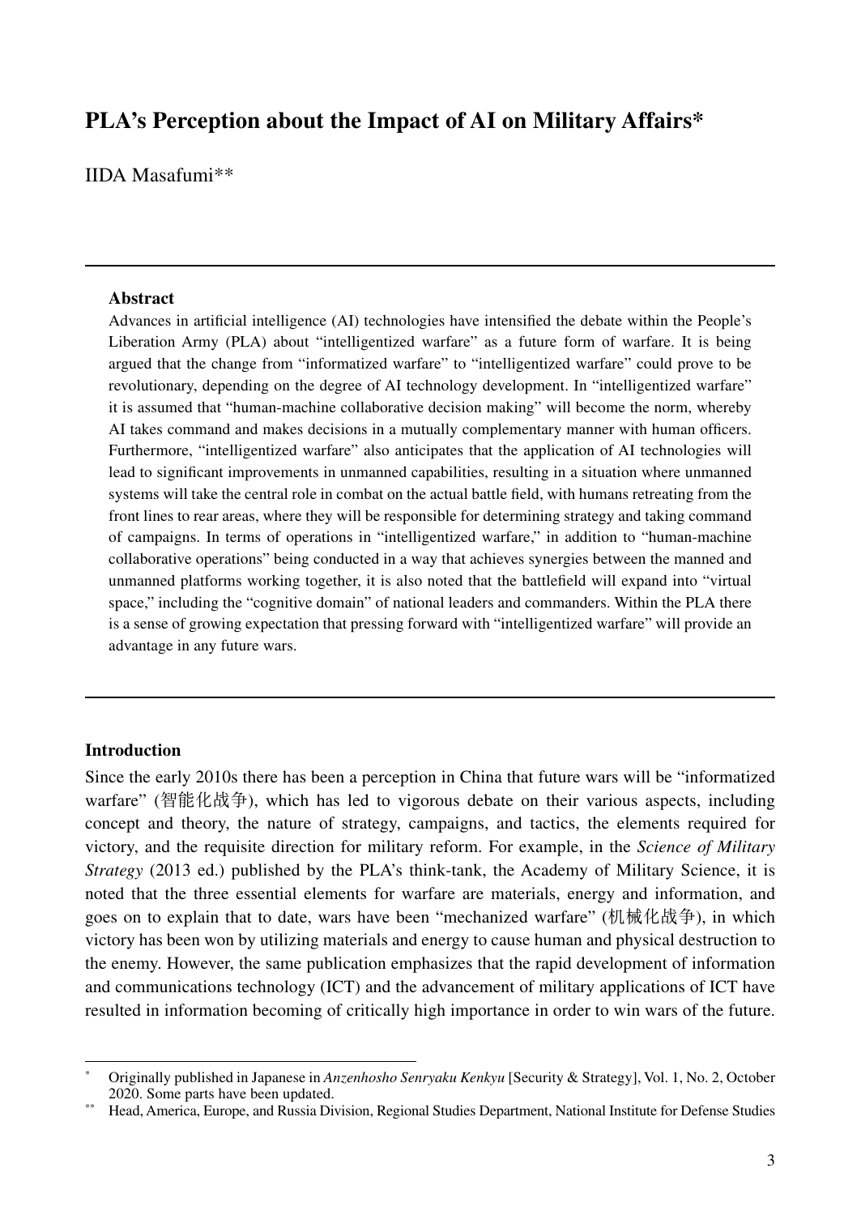# PLA's Perception about the Impact of AI on Military Affairs*

IIDA Masafumi**

---

**Abstract**

Advances in artificial intelligence (AI) technologies have intensified the debate within the People's Liberation Army (PLA) about "intelligentized warfare" as a future form of warfare. It is being argued that the change from "informatized warfare" to "intelligentized warfare" could prove to be revolutionary, depending on the degree of AI technology development. In "intelligentized warfare" it is assumed that "human-machine collaborative decision making" will become the norm, whereby AI takes command and makes decisions in a mutually complementary manner with human officers. Furthermore, "intelligentized warfare" also anticipates that the application of AI technologies will lead to significant improvements in unmanned capabilities, resulting in a situation where unmanned systems will take the central role in combat on the actual battle field, with humans retreating from the front lines to rear areas, where they will be responsible for determining strategy and taking command of campaigns. In terms of operations in "intelligentized warfare," in addition to "human-machine collaborative operations" being conducted in a way that achieves synergies between the manned and unmanned platforms working together, it is also noted that the battlefield will expand into "virtual space," including the "cognitive domain" of national leaders and commanders. Within the PLA there is a sense of growing expectation that pressing forward with "intelligentized warfare" will provide an advantage in any future wars.

---

## Introduction

Since the early 2010s there has been a perception in China that future wars will be "informatized warfare" (智能化战争), which has led to vigorous debate on their various aspects, including concept and theory, the nature of strategy, campaigns, and tactics, the elements required for victory, and the requisite direction for military reform. For example, in the *Science of Military Strategy* (2013 ed.) published by the PLA's think-tank, the Academy of Military Science, it is noted that the three essential elements for warfare are materials, energy and information, and goes on to explain that to date, wars have been "mechanized warfare" (机械化战争), in which victory has been won by utilizing materials and energy to cause human and physical destruction to the enemy. However, the same publication emphasizes that the rapid development of information and communications technology (ICT) and the advancement of military applications of ICT have resulted in information becoming of critically high importance in order to win wars of the future.

---

\* Originally published in Japanese in *Anzenhosho Senryaku Kenkyu* [Security & Strategy], Vol. 1, No. 2, October 2020. Some parts have been updated.

\*\* Head, America, Europe, and Russia Division, Regional Studies Department, National Institute for Defense Studies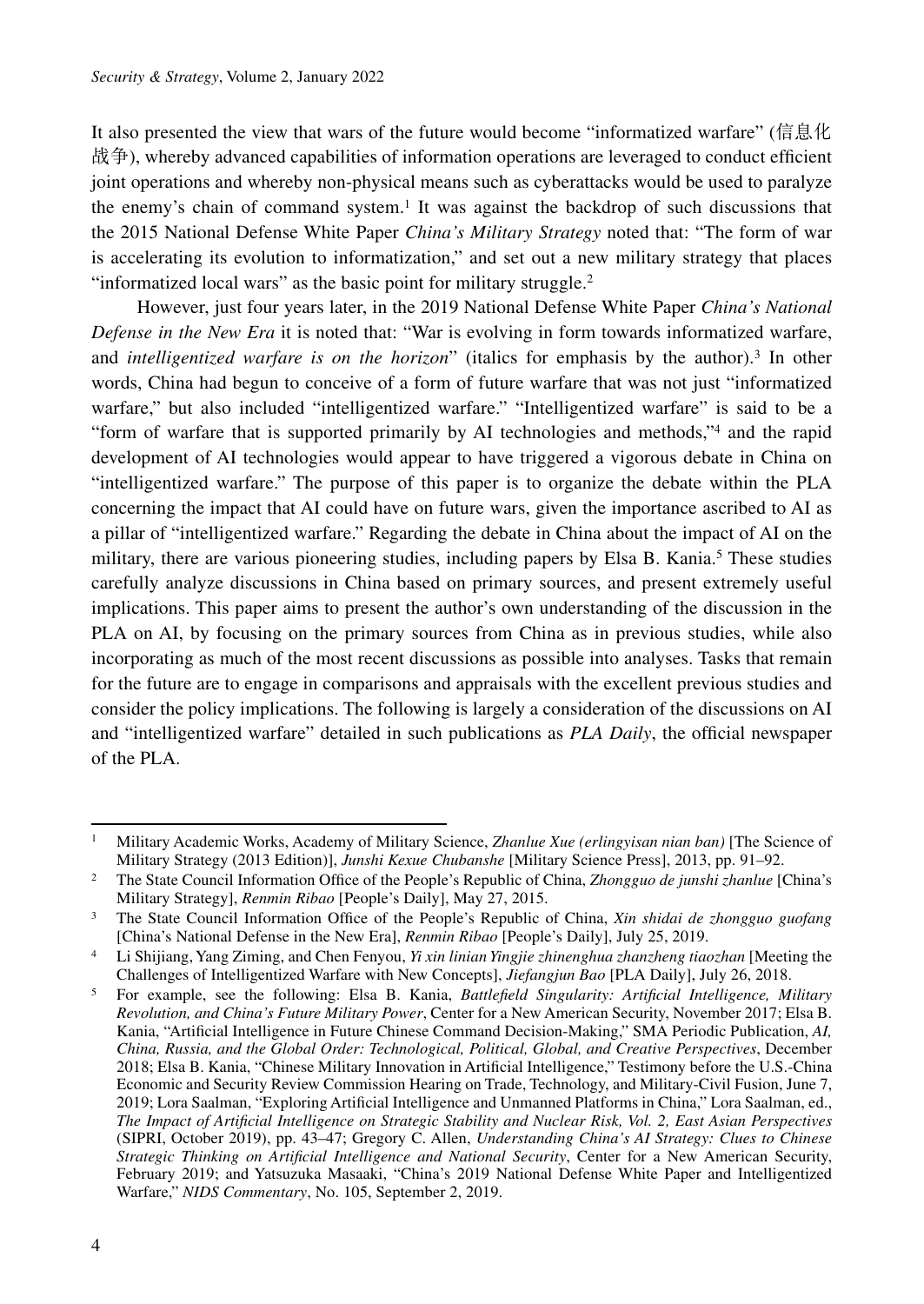It also presented the view that wars of the future would become "informatized warfare" (信息化战争), whereby advanced capabilities of information operations are leveraged to conduct efficient joint operations and whereby non-physical means such as cyberattacks would be used to paralyze the enemy's chain of command system.[1] It was against the backdrop of such discussions that the 2015 National Defense White Paper *China's Military Strategy* noted that: "The form of war is accelerating its evolution to informatization," and set out a new military strategy that places "informatized local wars" as the basic point for military struggle.[2]

However, just four years later, in the 2019 National Defense White Paper *China's National Defense in the New Era* it is noted that: "War is evolving in form towards informatized warfare, and *intelligentized warfare is on the horizon*" (italics for emphasis by the author).[3] In other words, China had begun to conceive of a form of future warfare that was not just "informatized warfare," but also included "intelligentized warfare." "Intelligentized warfare" is said to be a "form of warfare that is supported primarily by AI technologies and methods,"[4] and the rapid development of AI technologies would appear to have triggered a vigorous debate in China on "intelligentized warfare." The purpose of this paper is to organize the debate within the PLA concerning the impact that AI could have on future wars, given the importance ascribed to AI as a pillar of "intelligentized warfare." Regarding the debate in China about the impact of AI on the military, there are various pioneering studies, including papers by Elsa B. Kania.[5] These studies carefully analyze discussions in China based on primary sources, and present extremely useful implications. This paper aims to present the author's own understanding of the discussion in the PLA on AI, by focusing on the primary sources from China as in previous studies, while also incorporating as much of the most recent discussions as possible into analyses. Tasks that remain for the future are to engage in comparisons and appraisals with the excellent previous studies and consider the policy implications. The following is largely a consideration of the discussions on AI and "intelligentized warfare" detailed in such publications as *PLA Daily*, the official newspaper of the PLA.

---

1. Military Academic Works, Academy of Military Science, *Zhanlue Xue (erlingyisan nian ban)* [The Science of Military Strategy (2013 Edition)], *Junshi Kexue Chubanshe* [Military Science Press], 2013, pp. 91–92.
2. The State Council Information Office of the People's Republic of China, *Zhongguo de junshi zhanlue* [China's Military Strategy], *Renmin Ribao* [People's Daily], May 27, 2015.
3. The State Council Information Office of the People's Republic of China, *Xin shidai de zhongguo guofang* [China's National Defense in the New Era], *Renmin Ribao* [People's Daily], July 25, 2019.
4. Li Shijiang, Yang Ziming, and Chen Fenyou, *Yi xin linian Yingjie zhinenghua zhanzheng tiaozhan* [Meeting the Challenges of Intelligentized Warfare with New Concepts], *Jiefangjun Bao* [PLA Daily], July 26, 2018.
5. For example, see the following: Elsa B. Kania, *Battlefield Singularity: Artificial Intelligence, Military Revolution, and China's Future Military Power*, Center for a New American Security, November 2017; Elsa B. Kania, "Artificial Intelligence in Future Chinese Command Decision-Making," SMA Periodic Publication, *AI, China, Russia, and the Global Order: Technological, Political, Global, and Creative Perspectives*, December 2018; Elsa B. Kania, "Chinese Military Innovation in Artificial Intelligence," Testimony before the U.S.-China Economic and Security Review Commission Hearing on Trade, Technology, and Military-Civil Fusion, June 7, 2019; Lora Saalman, "Exploring Artificial Intelligence and Unmanned Platforms in China," Lora Saalman, ed., *The Impact of Artificial Intelligence on Strategic Stability and Nuclear Risk, Vol. 2, East Asian Perspectives* (SIPRI, October 2019), pp. 43–47; Gregory C. Allen, *Understanding China's AI Strategy: Clues to Chinese Strategic Thinking on Artificial Intelligence and National Security*, Center for a New American Security, February 2019; and Yatsuzuka Masaaki, "China's 2019 National Defense White Paper and Intelligentized Warfare," *NIDS Commentary*, No. 105, September 2, 2019.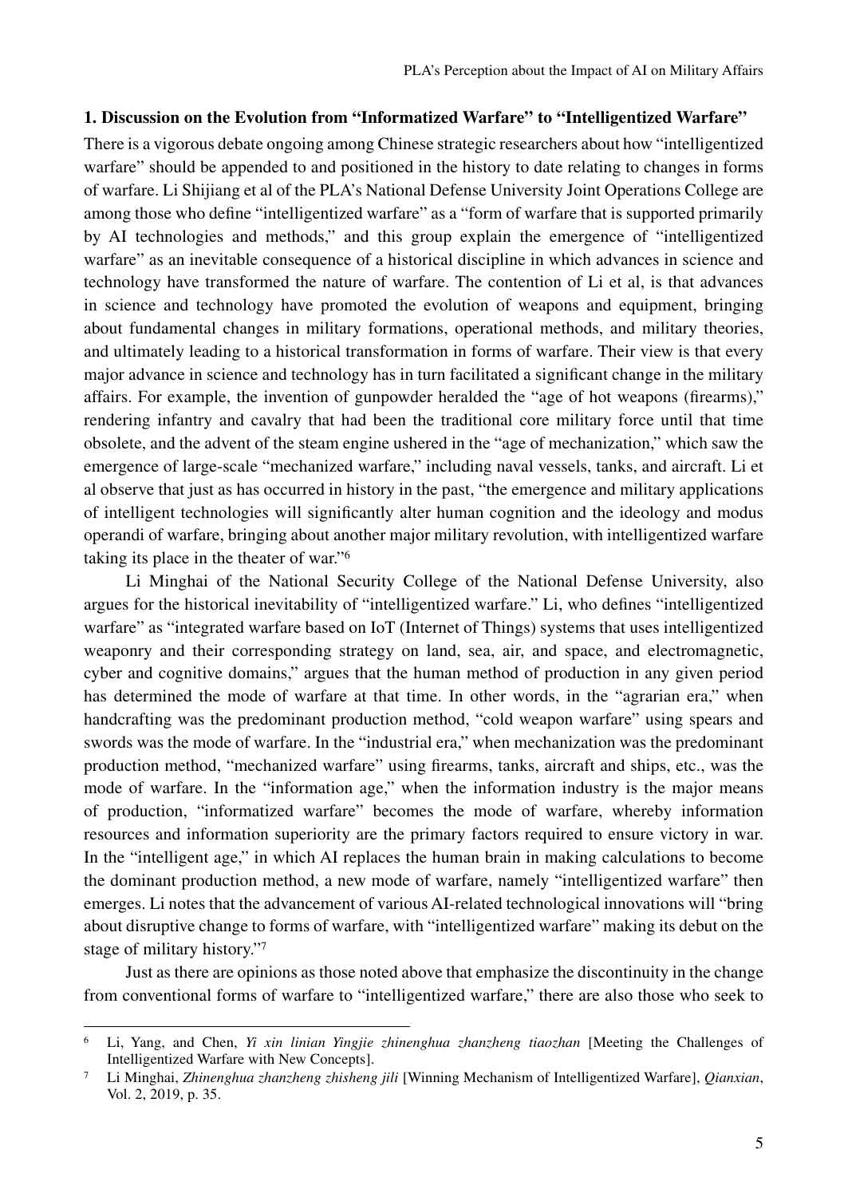## 1. Discussion on the Evolution from "Informatized Warfare" to "Intelligentized Warfare"

There is a vigorous debate ongoing among Chinese strategic researchers about how "intelligentized warfare" should be appended to and positioned in the history to date relating to changes in forms of warfare. Li Shijiang et al of the PLA's National Defense University Joint Operations College are among those who define "intelligentized warfare" as a "form of warfare that is supported primarily by AI technologies and methods," and this group explain the emergence of "intelligentized warfare" as an inevitable consequence of a historical discipline in which advances in science and technology have transformed the nature of warfare. The contention of Li et al, is that advances in science and technology have promoted the evolution of weapons and equipment, bringing about fundamental changes in military formations, operational methods, and military theories, and ultimately leading to a historical transformation in forms of warfare. Their view is that every major advance in science and technology has in turn facilitated a significant change in the military affairs. For example, the invention of gunpowder heralded the "age of hot weapons (firearms)," rendering infantry and cavalry that had been the traditional core military force until that time obsolete, and the advent of the steam engine ushered in the "age of mechanization," which saw the emergence of large-scale "mechanized warfare," including naval vessels, tanks, and aircraft. Li et al observe that just as has occurred in history in the past, "the emergence and military applications of intelligent technologies will significantly alter human cognition and the ideology and modus operandi of warfare, bringing about another major military revolution, with intelligentized warfare taking its place in the theater of war."[6]

Li Minghai of the National Security College of the National Defense University, also argues for the historical inevitability of "intelligentized warfare." Li, who defines "intelligentized warfare" as "integrated warfare based on IoT (Internet of Things) systems that uses intelligentized weaponry and their corresponding strategy on land, sea, air, and space, and electromagnetic, cyber and cognitive domains," argues that the human method of production in any given period has determined the mode of warfare at that time. In other words, in the "agrarian era," when handcrafting was the predominant production method, "cold weapon warfare" using spears and swords was the mode of warfare. In the "industrial era," when mechanization was the predominant production method, "mechanized warfare" using firearms, tanks, aircraft and ships, etc., was the mode of warfare. In the "information age," when the information industry is the major means of production, "informatized warfare" becomes the mode of warfare, whereby information resources and information superiority are the primary factors required to ensure victory in war. In the "intelligent age," in which AI replaces the human brain in making calculations to become the dominant production method, a new mode of warfare, namely "intelligentized warfare" then emerges. Li notes that the advancement of various AI-related technological innovations will "bring about disruptive change to forms of warfare, with "intelligentized warfare" making its debut on the stage of military history."[7]

Just as there are opinions as those noted above that emphasize the discontinuity in the change from conventional forms of warfare to "intelligentized warfare," there are also those who seek to

---

[6] Li, Yang, and Chen, *Yi xin linian Yingjie zhinenghua zhanzheng tiaozhan* [Meeting the Challenges of Intelligentized Warfare with New Concepts].

[7] Li Minghai, *Zhinenghua zhanzheng zhisheng jili* [Winning Mechanism of Intelligentized Warfare], *Qianxian*, Vol. 2, 2019, p. 35.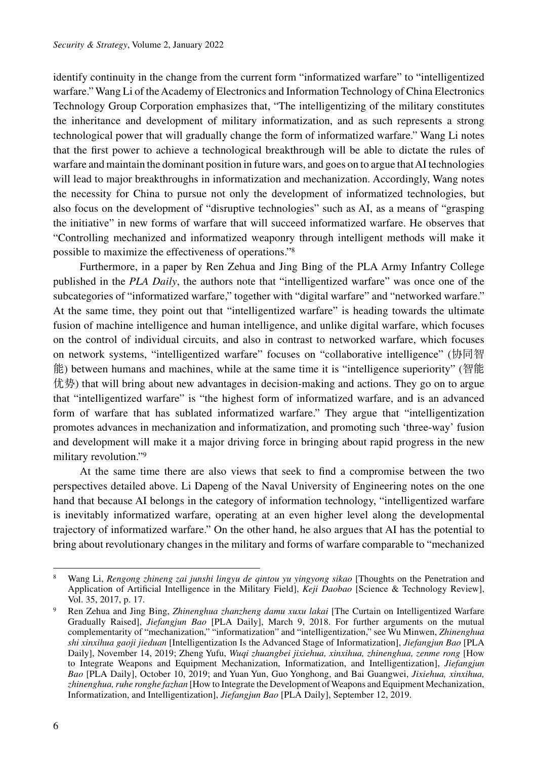identify continuity in the change from the current form "informatized warfare" to "intelligentized warfare." Wang Li of the Academy of Electronics and Information Technology of China Electronics Technology Group Corporation emphasizes that, "The intelligentizing of the military constitutes the inheritance and development of military informatization, and as such represents a strong technological power that will gradually change the form of informatized warfare." Wang Li notes that the first power to achieve a technological breakthrough will be able to dictate the rules of warfare and maintain the dominant position in future wars, and goes on to argue that AI technologies will lead to major breakthroughs in informatization and mechanization. Accordingly, Wang notes the necessity for China to pursue not only the development of informatized technologies, but also focus on the development of "disruptive technologies" such as AI, as a means of "grasping the initiative" in new forms of warfare that will succeed informatized warfare. He observes that "Controlling mechanized and informatized weaponry through intelligent methods will make it possible to maximize the effectiveness of operations."[8]

Furthermore, in a paper by Ren Zehua and Jing Bing of the PLA Army Infantry College published in the *PLA Daily*, the authors note that "intelligentized warfare" was once one of the subcategories of "informatized warfare," together with "digital warfare" and "networked warfare." At the same time, they point out that "intelligentized warfare" is heading towards the ultimate fusion of machine intelligence and human intelligence, and unlike digital warfare, which focuses on the control of individual circuits, and also in contrast to networked warfare, which focuses on network systems, "intelligentized warfare" focuses on "collaborative intelligence" (协同智能) between humans and machines, while at the same time it is "intelligence superiority" (智能优势) that will bring about new advantages in decision-making and actions. They go on to argue that "intelligentized warfare" is "the highest form of informatized warfare, and is an advanced form of warfare that has sublated informatized warfare." They argue that "intelligentization promotes advances in mechanization and informatization, and promoting such 'three-way' fusion and development will make it a major driving force in bringing about rapid progress in the new military revolution."[9]

At the same time there are also views that seek to find a compromise between the two perspectives detailed above. Li Dapeng of the Naval University of Engineering notes on the one hand that because AI belongs in the category of information technology, "intelligentized warfare is inevitably informatized warfare, operating at an even higher level along the developmental trajectory of informatized warfare." On the other hand, he also argues that AI has the potential to bring about revolutionary changes in the military and forms of warfare comparable to "mechanized

---

[8] Wang Li, *Rengong zhineng zai junshi lingyu de qintou yu yingyong sikao* [Thoughts on the Penetration and Application of Artificial Intelligence in the Military Field], *Keji Daobao* [Science & Technology Review], Vol. 35, 2017, p. 17.

[9] Ren Zehua and Jing Bing, *Zhinenghua zhanzheng damu xuxu lakai* [The Curtain on Intelligentized Warfare Gradually Raised], *Jiefangjun Bao* [PLA Daily], March 9, 2018. For further arguments on the mutual complementarity of "mechanization," "informatization" and "intelligentization," see Wu Minwen, *Zhinenghua shi xinxihua gaoji jieduan* [Intelligentization Is the Advanced Stage of Informatization], *Jiefangjun Bao* [PLA Daily], November 14, 2019; Zheng Yufu, *Wuqi zhuangbei jixiehua, xinxihua, zhinenghua, zenme rong* [How to Integrate Weapons and Equipment Mechanization, Informatization, and Intelligentization], *Jiefangjun Bao* [PLA Daily], October 10, 2019; and Yuan Yun, Guo Yonghong, and Bai Guangwei, *Jixiehua, xinxihua, zhinenghua, ruhe ronghe fazhan* [How to Integrate the Development of Weapons and Equipment Mechanization, Informatization, and Intelligentization], *Jiefangjun Bao* [PLA Daily], September 12, 2019.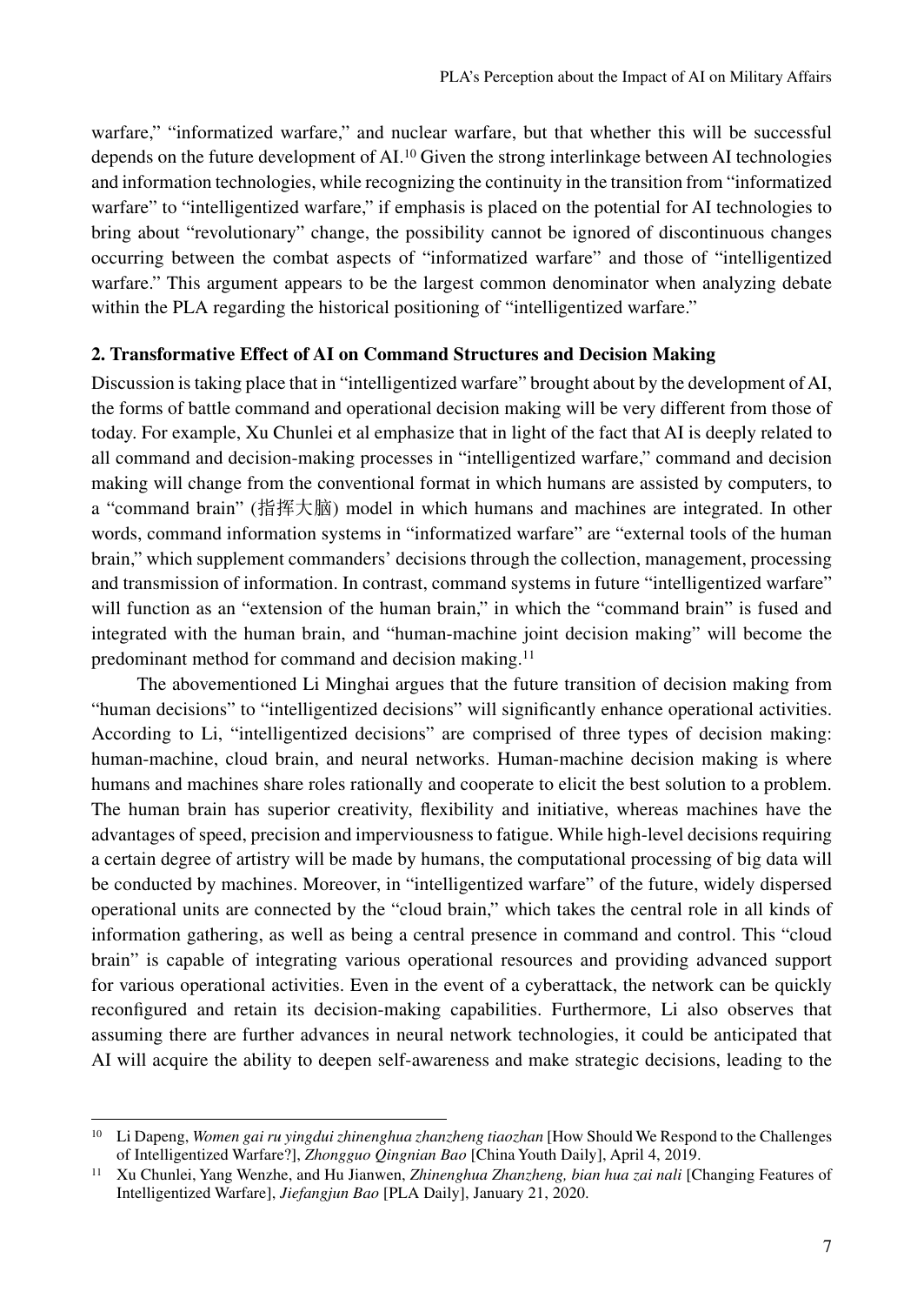warfare," "informatized warfare," and nuclear warfare, but that whether this will be successful depends on the future development of AI.[10] Given the strong interlinkage between AI technologies and information technologies, while recognizing the continuity in the transition from "informatized warfare" to "intelligentized warfare," if emphasis is placed on the potential for AI technologies to bring about "revolutionary" change, the possibility cannot be ignored of discontinuous changes occurring between the combat aspects of "informatized warfare" and those of "intelligentized warfare." This argument appears to be the largest common denominator when analyzing debate within the PLA regarding the historical positioning of "intelligentized warfare."

## 2. Transformative Effect of AI on Command Structures and Decision Making

Discussion is taking place that in "intelligentized warfare" brought about by the development of AI, the forms of battle command and operational decision making will be very different from those of today. For example, Xu Chunlei et al emphasize that in light of the fact that AI is deeply related to all command and decision-making processes in "intelligentized warfare," command and decision making will change from the conventional format in which humans are assisted by computers, to a "command brain" (指挥大脑) model in which humans and machines are integrated. In other words, command information systems in "informatized warfare" are "external tools of the human brain," which supplement commanders' decisions through the collection, management, processing and transmission of information. In contrast, command systems in future "intelligentized warfare" will function as an "extension of the human brain," in which the "command brain" is fused and integrated with the human brain, and "human-machine joint decision making" will become the predominant method for command and decision making.[11]

The abovementioned Li Minghai argues that the future transition of decision making from "human decisions" to "intelligentized decisions" will significantly enhance operational activities. According to Li, "intelligentized decisions" are comprised of three types of decision making: human-machine, cloud brain, and neural networks. Human-machine decision making is where humans and machines share roles rationally and cooperate to elicit the best solution to a problem. The human brain has superior creativity, flexibility and initiative, whereas machines have the advantages of speed, precision and imperviousness to fatigue. While high-level decisions requiring a certain degree of artistry will be made by humans, the computational processing of big data will be conducted by machines. Moreover, in "intelligentized warfare" of the future, widely dispersed operational units are connected by the "cloud brain," which takes the central role in all kinds of information gathering, as well as being a central presence in command and control. This "cloud brain" is capable of integrating various operational resources and providing advanced support for various operational activities. Even in the event of a cyberattack, the network can be quickly reconfigured and retain its decision-making capabilities. Furthermore, Li also observes that assuming there are further advances in neural network technologies, it could be anticipated that AI will acquire the ability to deepen self-awareness and make strategic decisions, leading to the

---

[10] Li Dapeng, *Women gai ru yingdui zhinenghua zhanzheng tiaozhan* [How Should We Respond to the Challenges of Intelligentized Warfare?], *Zhongguo Qingnian Bao* [China Youth Daily], April 4, 2019.

[11] Xu Chunlei, Yang Wenzhe, and Hu Jianwen, *Zhinenghua Zhanzheng, bian hua zai nali* [Changing Features of Intelligentized Warfare], *Jiefangjun Bao* [PLA Daily], January 21, 2020.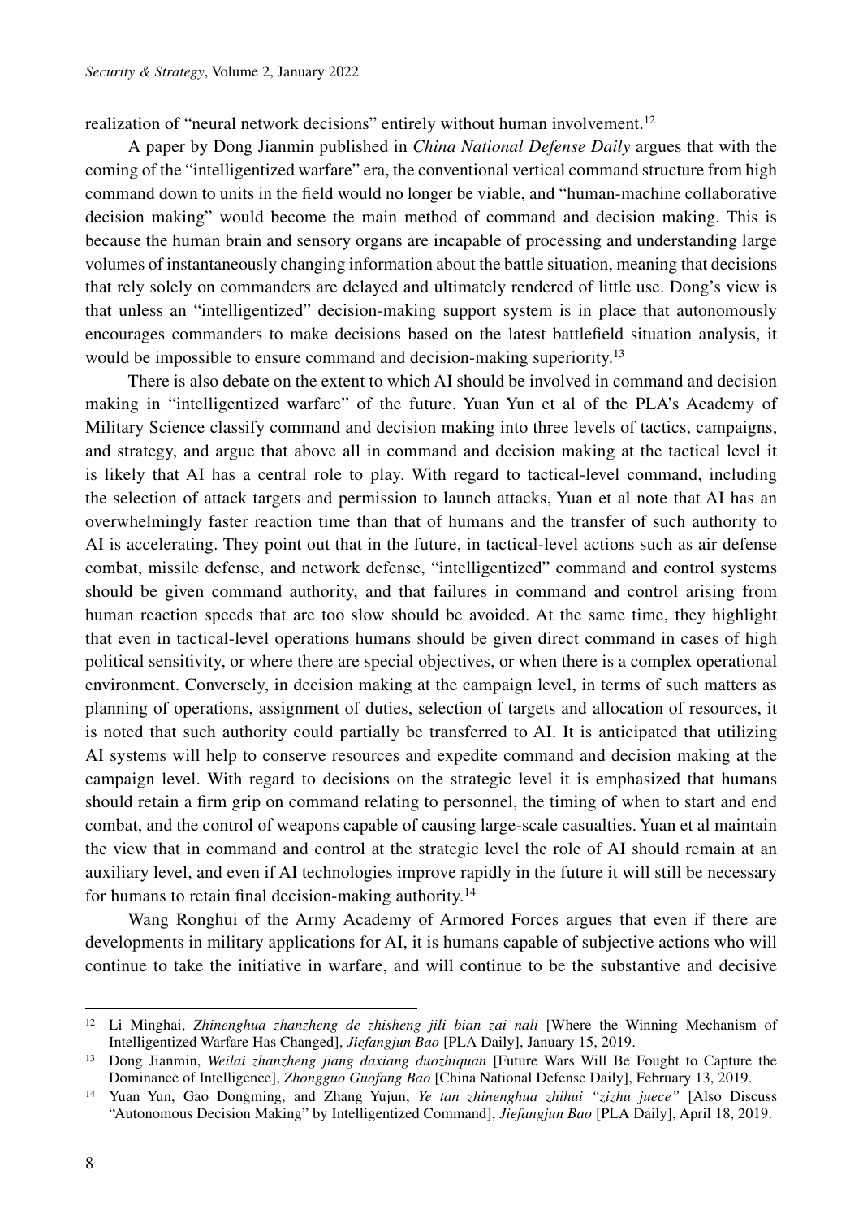realization of "neural network decisions" entirely without human involvement.[12]

A paper by Dong Jianmin published in *China National Defense Daily* argues that with the coming of the "intelligentized warfare" era, the conventional vertical command structure from high command down to units in the field would no longer be viable, and "human-machine collaborative decision making" would become the main method of command and decision making. This is because the human brain and sensory organs are incapable of processing and understanding large volumes of instantaneously changing information about the battle situation, meaning that decisions that rely solely on commanders are delayed and ultimately rendered of little use. Dong's view is that unless an "intelligentized" decision-making support system is in place that autonomously encourages commanders to make decisions based on the latest battlefield situation analysis, it would be impossible to ensure command and decision-making superiority.[13]

There is also debate on the extent to which AI should be involved in command and decision making in "intelligentized warfare" of the future. Yuan Yun et al of the PLA's Academy of Military Science classify command and decision making into three levels of tactics, campaigns, and strategy, and argue that above all in command and decision making at the tactical level it is likely that AI has a central role to play. With regard to tactical-level command, including the selection of attack targets and permission to launch attacks, Yuan et al note that AI has an overwhelmingly faster reaction time than that of humans and the transfer of such authority to AI is accelerating. They point out that in the future, in tactical-level actions such as air defense combat, missile defense, and network defense, "intelligentized" command and control systems should be given command authority, and that failures in command and control arising from human reaction speeds that are too slow should be avoided. At the same time, they highlight that even in tactical-level operations humans should be given direct command in cases of high political sensitivity, or where there are special objectives, or when there is a complex operational environment. Conversely, in decision making at the campaign level, in terms of such matters as planning of operations, assignment of duties, selection of targets and allocation of resources, it is noted that such authority could partially be transferred to AI. It is anticipated that utilizing AI systems will help to conserve resources and expedite command and decision making at the campaign level. With regard to decisions on the strategic level it is emphasized that humans should retain a firm grip on command relating to personnel, the timing of when to start and end combat, and the control of weapons capable of causing large-scale casualties. Yuan et al maintain the view that in command and control at the strategic level the role of AI should remain at an auxiliary level, and even if AI technologies improve rapidly in the future it will still be necessary for humans to retain final decision-making authority.[14]

Wang Ronghui of the Army Academy of Armored Forces argues that even if there are developments in military applications for AI, it is humans capable of subjective actions who will continue to take the initiative in warfare, and will continue to be the substantive and decisive

---

[12] Li Minghai, *Zhinenghua zhanzheng de zhisheng jili bian zai nali* [Where the Winning Mechanism of Intelligentized Warfare Has Changed], *Jiefangjun Bao* [PLA Daily], January 15, 2019.

[13] Dong Jianmin, *Weilai zhanzheng jiang daxiang duozhiquan* [Future Wars Will Be Fought to Capture the Dominance of Intelligence], *Zhongguo Guofang Bao* [China National Defense Daily], February 13, 2019.

[14] Yuan Yun, Gao Dongming, and Zhang Yujun, *Ye tan zhinenghua zhihui "zizhu juece"* [Also Discuss "Autonomous Decision Making" by Intelligentized Command], *Jiefangjun Bao* [PLA Daily], April 18, 2019.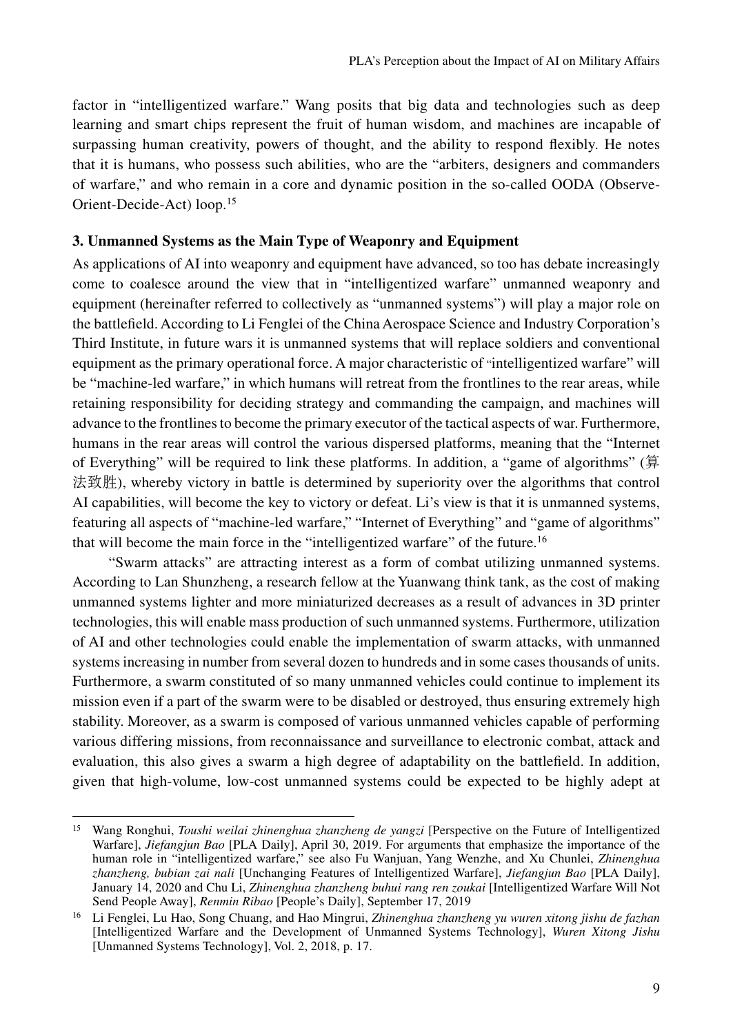factor in "intelligentized warfare." Wang posits that big data and technologies such as deep learning and smart chips represent the fruit of human wisdom, and machines are incapable of surpassing human creativity, powers of thought, and the ability to respond flexibly. He notes that it is humans, who possess such abilities, who are the "arbiters, designers and commanders of warfare," and who remain in a core and dynamic position in the so-called OODA (Observe-Orient-Decide-Act) loop.[15]

### 3. Unmanned Systems as the Main Type of Weaponry and Equipment

As applications of AI into weaponry and equipment have advanced, so too has debate increasingly come to coalesce around the view that in "intelligentized warfare" unmanned weaponry and equipment (hereinafter referred to collectively as "unmanned systems") will play a major role on the battlefield. According to Li Fenglei of the China Aerospace Science and Industry Corporation's Third Institute, in future wars it is unmanned systems that will replace soldiers and conventional equipment as the primary operational force. A major characteristic of "intelligentized warfare" will be "machine-led warfare," in which humans will retreat from the frontlines to the rear areas, while retaining responsibility for deciding strategy and commanding the campaign, and machines will advance to the frontlines to become the primary executor of the tactical aspects of war. Furthermore, humans in the rear areas will control the various dispersed platforms, meaning that the "Internet of Everything" will be required to link these platforms. In addition, a "game of algorithms" (算法致胜), whereby victory in battle is determined by superiority over the algorithms that control AI capabilities, will become the key to victory or defeat. Li's view is that it is unmanned systems, featuring all aspects of "machine-led warfare," "Internet of Everything" and "game of algorithms" that will become the main force in the "intelligentized warfare" of the future.[16]

"Swarm attacks" are attracting interest as a form of combat utilizing unmanned systems. According to Lan Shunzheng, a research fellow at the Yuanwang think tank, as the cost of making unmanned systems lighter and more miniaturized decreases as a result of advances in 3D printer technologies, this will enable mass production of such unmanned systems. Furthermore, utilization of AI and other technologies could enable the implementation of swarm attacks, with unmanned systems increasing in number from several dozen to hundreds and in some cases thousands of units. Furthermore, a swarm constituted of so many unmanned vehicles could continue to implement its mission even if a part of the swarm were to be disabled or destroyed, thus ensuring extremely high stability. Moreover, as a swarm is composed of various unmanned vehicles capable of performing various differing missions, from reconnaissance and surveillance to electronic combat, attack and evaluation, this also gives a swarm a high degree of adaptability on the battlefield. In addition, given that high-volume, low-cost unmanned systems could be expected to be highly adept at

---

[15] Wang Ronghui, *Toushi weilai zhinenghua zhanzheng de yangzi* [Perspective on the Future of Intelligentized Warfare], *Jiefangjun Bao* [PLA Daily], April 30, 2019. For arguments that emphasize the importance of the human role in "intelligentized warfare," see also Fu Wanjuan, Yang Wenzhe, and Xu Chunlei, *Zhinenghua zhanzheng, bubian zai nali* [Unchanging Features of Intelligentized Warfare], *Jiefangjun Bao* [PLA Daily], January 14, 2020 and Chu Li, *Zhinenghua zhanzheng buhui rang ren zoukai* [Intelligentized Warfare Will Not Send People Away], *Renmin Ribao* [People's Daily], September 17, 2019

[16] Li Fenglei, Lu Hao, Song Chuang, and Hao Mingrui, *Zhinenghua zhanzheng yu wuren xitong jishu de fazhan* [Intelligentized Warfare and the Development of Unmanned Systems Technology], *Wuren Xitong Jishu* [Unmanned Systems Technology], Vol. 2, 2018, p. 17.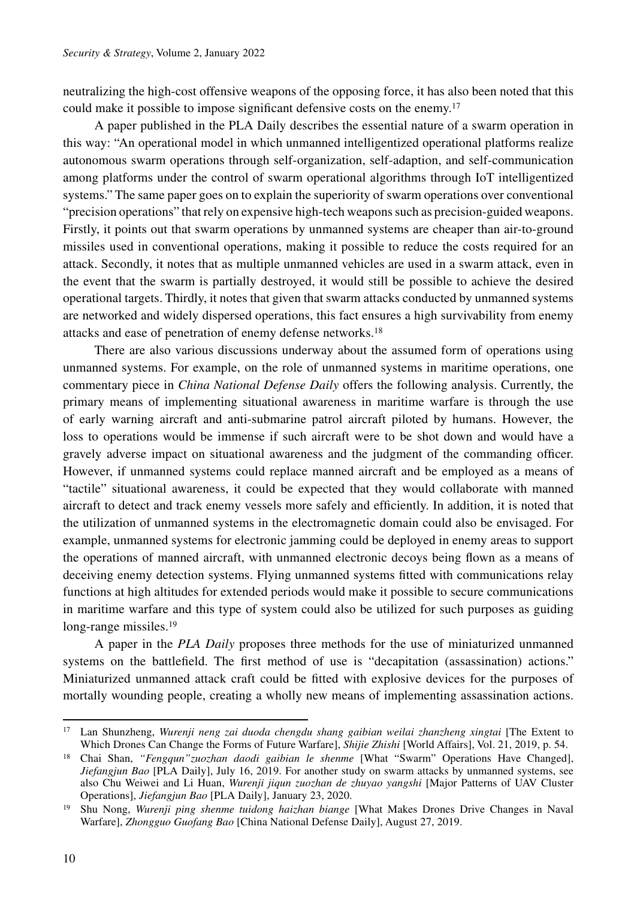neutralizing the high-cost offensive weapons of the opposing force, it has also been noted that this could make it possible to impose significant defensive costs on the enemy.[17]

A paper published in the PLA Daily describes the essential nature of a swarm operation in this way: "An operational model in which unmanned intelligentized operational platforms realize autonomous swarm operations through self-organization, self-adaption, and self-communication among platforms under the control of swarm operational algorithms through IoT intelligentized systems." The same paper goes on to explain the superiority of swarm operations over conventional "precision operations" that rely on expensive high-tech weapons such as precision-guided weapons. Firstly, it points out that swarm operations by unmanned systems are cheaper than air-to-ground missiles used in conventional operations, making it possible to reduce the costs required for an attack. Secondly, it notes that as multiple unmanned vehicles are used in a swarm attack, even in the event that the swarm is partially destroyed, it would still be possible to achieve the desired operational targets. Thirdly, it notes that given that swarm attacks conducted by unmanned systems are networked and widely dispersed operations, this fact ensures a high survivability from enemy attacks and ease of penetration of enemy defense networks.[18]

There are also various discussions underway about the assumed form of operations using unmanned systems. For example, on the role of unmanned systems in maritime operations, one commentary piece in *China National Defense Daily* offers the following analysis. Currently, the primary means of implementing situational awareness in maritime warfare is through the use of early warning aircraft and anti-submarine patrol aircraft piloted by humans. However, the loss to operations would be immense if such aircraft were to be shot down and would have a gravely adverse impact on situational awareness and the judgment of the commanding officer. However, if unmanned systems could replace manned aircraft and be employed as a means of "tactile" situational awareness, it could be expected that they would collaborate with manned aircraft to detect and track enemy vessels more safely and efficiently. In addition, it is noted that the utilization of unmanned systems in the electromagnetic domain could also be envisaged. For example, unmanned systems for electronic jamming could be deployed in enemy areas to support the operations of manned aircraft, with unmanned electronic decoys being flown as a means of deceiving enemy detection systems. Flying unmanned systems fitted with communications relay functions at high altitudes for extended periods would make it possible to secure communications in maritime warfare and this type of system could also be utilized for such purposes as guiding long-range missiles.[19]

A paper in the *PLA Daily* proposes three methods for the use of miniaturized unmanned systems on the battlefield. The first method of use is "decapitation (assassination) actions." Miniaturized unmanned attack craft could be fitted with explosive devices for the purposes of mortally wounding people, creating a wholly new means of implementing assassination actions.

---

[17] Lan Shunzheng, *Wurenji neng zai duoda chengdu shang gaibian weilai zhanzheng xingtai* [The Extent to Which Drones Can Change the Forms of Future Warfare], *Shijie Zhishi* [World Affairs], Vol. 21, 2019, p. 54.

[18] Chai Shan, *"Fengqun"zuozhan daodi gaibian le shenme* [What "Swarm" Operations Have Changed], *Jiefangjun Bao* [PLA Daily], July 16, 2019. For another study on swarm attacks by unmanned systems, see also Chu Weiwei and Li Huan, *Wurenji jiqun zuozhan de zhuyao yangshi* [Major Patterns of UAV Cluster Operations], *Jiefangjun Bao* [PLA Daily], January 23, 2020.

[19] Shu Nong, *Wurenji ping shenme tuidong haizhan biange* [What Makes Drones Drive Changes in Naval Warfare], *Zhongguo Guofang Bao* [China National Defense Daily], August 27, 2019.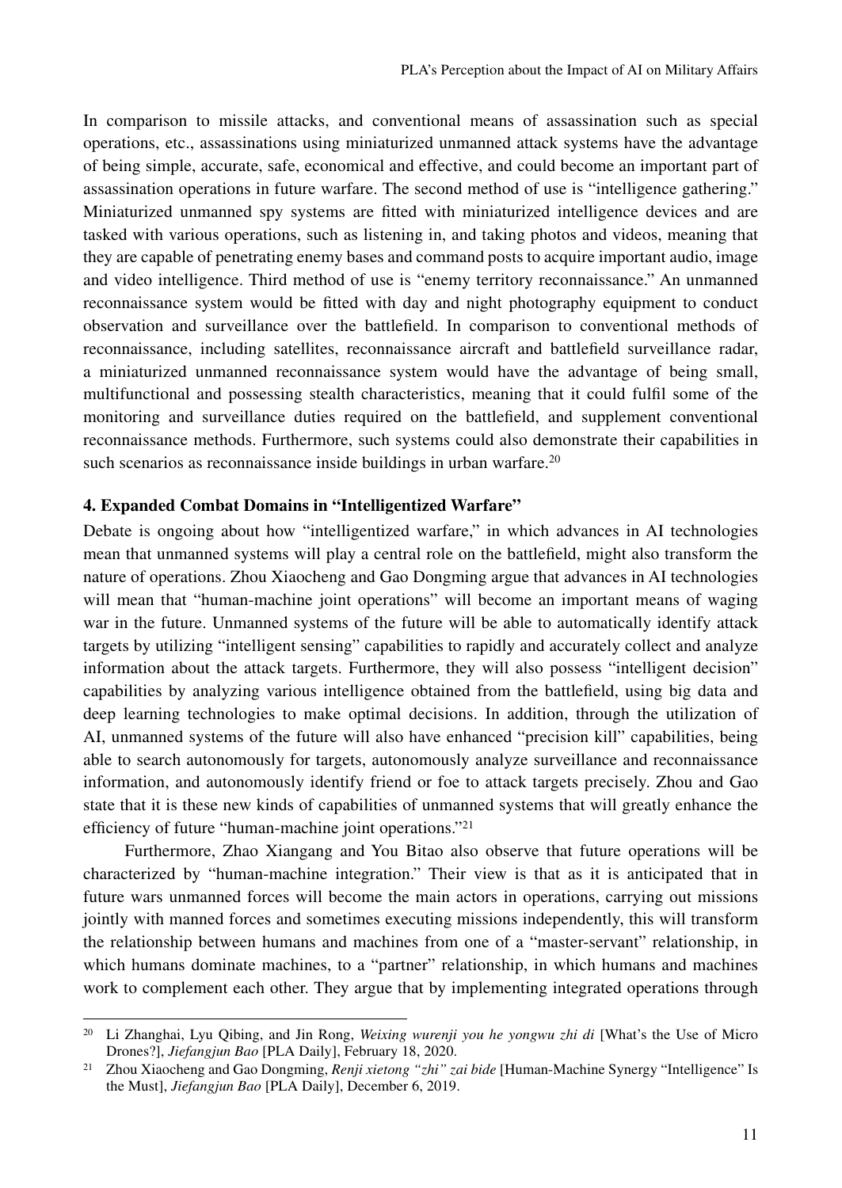In comparison to missile attacks, and conventional means of assassination such as special operations, etc., assassinations using miniaturized unmanned attack systems have the advantage of being simple, accurate, safe, economical and effective, and could become an important part of assassination operations in future warfare. The second method of use is "intelligence gathering." Miniaturized unmanned spy systems are fitted with miniaturized intelligence devices and are tasked with various operations, such as listening in, and taking photos and videos, meaning that they are capable of penetrating enemy bases and command posts to acquire important audio, image and video intelligence. Third method of use is "enemy territory reconnaissance." An unmanned reconnaissance system would be fitted with day and night photography equipment to conduct observation and surveillance over the battlefield. In comparison to conventional methods of reconnaissance, including satellites, reconnaissance aircraft and battlefield surveillance radar, a miniaturized unmanned reconnaissance system would have the advantage of being small, multifunctional and possessing stealth characteristics, meaning that it could fulfil some of the monitoring and surveillance duties required on the battlefield, and supplement conventional reconnaissance methods. Furthermore, such systems could also demonstrate their capabilities in such scenarios as reconnaissance inside buildings in urban warfare.[20]

### 4. Expanded Combat Domains in "Intelligentized Warfare"

Debate is ongoing about how "intelligentized warfare," in which advances in AI technologies mean that unmanned systems will play a central role on the battlefield, might also transform the nature of operations. Zhou Xiaocheng and Gao Dongming argue that advances in AI technologies will mean that "human-machine joint operations" will become an important means of waging war in the future. Unmanned systems of the future will be able to automatically identify attack targets by utilizing "intelligent sensing" capabilities to rapidly and accurately collect and analyze information about the attack targets. Furthermore, they will also possess "intelligent decision" capabilities by analyzing various intelligence obtained from the battlefield, using big data and deep learning technologies to make optimal decisions. In addition, through the utilization of AI, unmanned systems of the future will also have enhanced "precision kill" capabilities, being able to search autonomously for targets, autonomously analyze surveillance and reconnaissance information, and autonomously identify friend or foe to attack targets precisely. Zhou and Gao state that it is these new kinds of capabilities of unmanned systems that will greatly enhance the efficiency of future "human-machine joint operations."[21]

Furthermore, Zhao Xiangang and You Bitao also observe that future operations will be characterized by "human-machine integration." Their view is that as it is anticipated that in future wars unmanned forces will become the main actors in operations, carrying out missions jointly with manned forces and sometimes executing missions independently, this will transform the relationship between humans and machines from one of a "master-servant" relationship, in which humans dominate machines, to a "partner" relationship, in which humans and machines work to complement each other. They argue that by implementing integrated operations through

---

[20] Li Zhanghai, Lyu Qibing, and Jin Rong, *Weixing wurenji you he yongwu zhi di* [What's the Use of Micro Drones?], *Jiefangjun Bao* [PLA Daily], February 18, 2020.

[21] Zhou Xiaocheng and Gao Dongming, *Renji xietong "zhi" zai bide* [Human-Machine Synergy "Intelligence" Is the Must], *Jiefangjun Bao* [PLA Daily], December 6, 2019.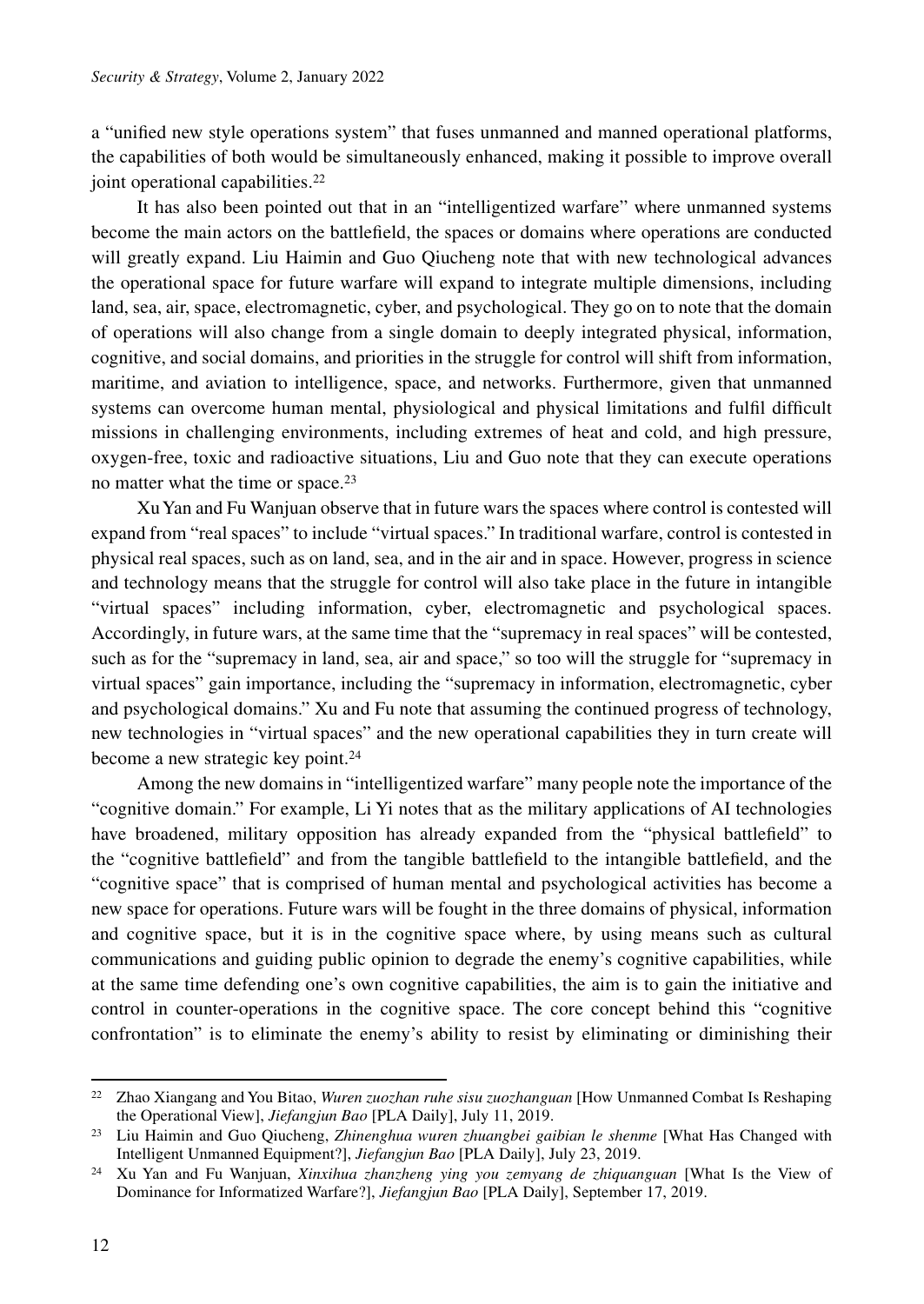a "unified new style operations system" that fuses unmanned and manned operational platforms, the capabilities of both would be simultaneously enhanced, making it possible to improve overall joint operational capabilities.[22]

It has also been pointed out that in an "intelligentized warfare" where unmanned systems become the main actors on the battlefield, the spaces or domains where operations are conducted will greatly expand. Liu Haimin and Guo Qiucheng note that with new technological advances the operational space for future warfare will expand to integrate multiple dimensions, including land, sea, air, space, electromagnetic, cyber, and psychological. They go on to note that the domain of operations will also change from a single domain to deeply integrated physical, information, cognitive, and social domains, and priorities in the struggle for control will shift from information, maritime, and aviation to intelligence, space, and networks. Furthermore, given that unmanned systems can overcome human mental, physiological and physical limitations and fulfil difficult missions in challenging environments, including extremes of heat and cold, and high pressure, oxygen-free, toxic and radioactive situations, Liu and Guo note that they can execute operations no matter what the time or space.[23]

Xu Yan and Fu Wanjuan observe that in future wars the spaces where control is contested will expand from "real spaces" to include "virtual spaces." In traditional warfare, control is contested in physical real spaces, such as on land, sea, and in the air and in space. However, progress in science and technology means that the struggle for control will also take place in the future in intangible "virtual spaces" including information, cyber, electromagnetic and psychological spaces. Accordingly, in future wars, at the same time that the "supremacy in real spaces" will be contested, such as for the "supremacy in land, sea, air and space," so too will the struggle for "supremacy in virtual spaces" gain importance, including the "supremacy in information, electromagnetic, cyber and psychological domains." Xu and Fu note that assuming the continued progress of technology, new technologies in "virtual spaces" and the new operational capabilities they in turn create will become a new strategic key point.[24]

Among the new domains in "intelligentized warfare" many people note the importance of the "cognitive domain." For example, Li Yi notes that as the military applications of AI technologies have broadened, military opposition has already expanded from the "physical battlefield" to the "cognitive battlefield" and from the tangible battlefield to the intangible battlefield, and the "cognitive space" that is comprised of human mental and psychological activities has become a new space for operations. Future wars will be fought in the three domains of physical, information and cognitive space, but it is in the cognitive space where, by using means such as cultural communications and guiding public opinion to degrade the enemy's cognitive capabilities, while at the same time defending one's own cognitive capabilities, the aim is to gain the initiative and control in counter-operations in the cognitive space. The core concept behind this "cognitive confrontation" is to eliminate the enemy's ability to resist by eliminating or diminishing their

---

[22] Zhao Xiangang and You Bitao, *Wuren zuozhan ruhe sisu zuozhanguan* [How Unmanned Combat Is Reshaping the Operational View], *Jiefangjun Bao* [PLA Daily], July 11, 2019.

[23] Liu Haimin and Guo Qiucheng, *Zhinenghua wuren zhuangbei gaibian le shenme* [What Has Changed with Intelligent Unmanned Equipment?], *Jiefangjun Bao* [PLA Daily], July 23, 2019.

[24] Xu Yan and Fu Wanjuan, *Xinxihua zhanzheng ying you zemyang de zhiquanguan* [What Is the View of Dominance for Informatized Warfare?], *Jiefangjun Bao* [PLA Daily], September 17, 2019.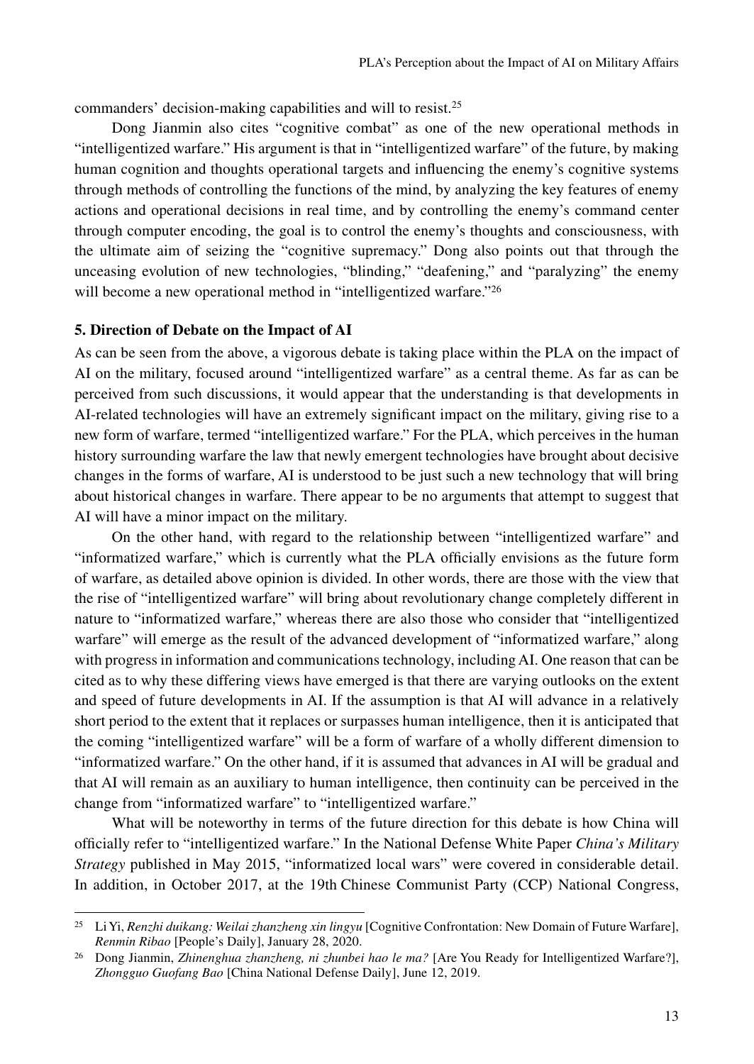commanders' decision-making capabilities and will to resist.[25]

Dong Jianmin also cites "cognitive combat" as one of the new operational methods in "intelligentized warfare." His argument is that in "intelligentized warfare" of the future, by making human cognition and thoughts operational targets and influencing the enemy's cognitive systems through methods of controlling the functions of the mind, by analyzing the key features of enemy actions and operational decisions in real time, and by controlling the enemy's command center through computer encoding, the goal is to control the enemy's thoughts and consciousness, with the ultimate aim of seizing the "cognitive supremacy." Dong also points out that through the unceasing evolution of new technologies, "blinding," "deafening," and "paralyzing" the enemy will become a new operational method in "intelligentized warfare."[26]

## 5. Direction of Debate on the Impact of AI

As can be seen from the above, a vigorous debate is taking place within the PLA on the impact of AI on the military, focused around "intelligentized warfare" as a central theme. As far as can be perceived from such discussions, it would appear that the understanding is that developments in AI-related technologies will have an extremely significant impact on the military, giving rise to a new form of warfare, termed "intelligentized warfare." For the PLA, which perceives in the human history surrounding warfare the law that newly emergent technologies have brought about decisive changes in the forms of warfare, AI is understood to be just such a new technology that will bring about historical changes in warfare. There appear to be no arguments that attempt to suggest that AI will have a minor impact on the military.

On the other hand, with regard to the relationship between "intelligentized warfare" and "informatized warfare," which is currently what the PLA officially envisions as the future form of warfare, as detailed above opinion is divided. In other words, there are those with the view that the rise of "intelligentized warfare" will bring about revolutionary change completely different in nature to "informatized warfare," whereas there are also those who consider that "intelligentized warfare" will emerge as the result of the advanced development of "informatized warfare," along with progress in information and communications technology, including AI. One reason that can be cited as to why these differing views have emerged is that there are varying outlooks on the extent and speed of future developments in AI. If the assumption is that AI will advance in a relatively short period to the extent that it replaces or surpasses human intelligence, then it is anticipated that the coming "intelligentized warfare" will be a form of warfare of a wholly different dimension to "informatized warfare." On the other hand, if it is assumed that advances in AI will be gradual and that AI will remain as an auxiliary to human intelligence, then continuity can be perceived in the change from "informatized warfare" to "intelligentized warfare."

What will be noteworthy in terms of the future direction for this debate is how China will officially refer to "intelligentized warfare." In the National Defense White Paper *China's Military Strategy* published in May 2015, "informatized local wars" were covered in considerable detail. In addition, in October 2017, at the 19th Chinese Communist Party (CCP) National Congress,

---

[25] Li Yi, *Renzhi duikang: Weilai zhanzheng xin lingyu* [Cognitive Confrontation: New Domain of Future Warfare], *Renmin Ribao* [People's Daily], January 28, 2020.

[26] Dong Jianmin, *Zhinenghua zhanzheng, ni zhunbei hao le ma?* [Are You Ready for Intelligentized Warfare?], *Zhongguo Guofang Bao* [China National Defense Daily], June 12, 2019.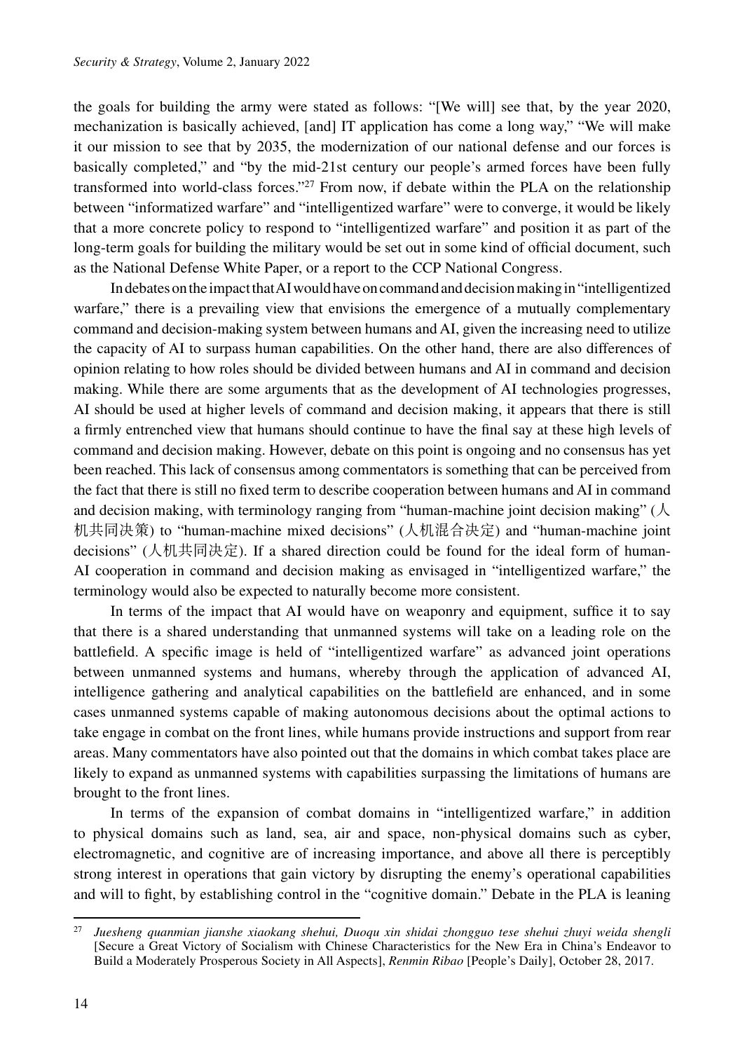the goals for building the army were stated as follows: "[We will] see that, by the year 2020, mechanization is basically achieved, [and] IT application has come a long way," "We will make it our mission to see that by 2035, the modernization of our national defense and our forces is basically completed," and "by the mid-21st century our people's armed forces have been fully transformed into world-class forces."[27] From now, if debate within the PLA on the relationship between "informatized warfare" and "intelligentized warfare" were to converge, it would be likely that a more concrete policy to respond to "intelligentized warfare" and position it as part of the long-term goals for building the military would be set out in some kind of official document, such as the National Defense White Paper, or a report to the CCP National Congress.

In debates on the impact that AI would have on command and decision making in "intelligentized warfare," there is a prevailing view that envisions the emergence of a mutually complementary command and decision-making system between humans and AI, given the increasing need to utilize the capacity of AI to surpass human capabilities. On the other hand, there are also differences of opinion relating to how roles should be divided between humans and AI in command and decision making. While there are some arguments that as the development of AI technologies progresses, AI should be used at higher levels of command and decision making, it appears that there is still a firmly entrenched view that humans should continue to have the final say at these high levels of command and decision making. However, debate on this point is ongoing and no consensus has yet been reached. This lack of consensus among commentators is something that can be perceived from the fact that there is still no fixed term to describe cooperation between humans and AI in command and decision making, with terminology ranging from "human-machine joint decision making" (人机共同决策) to "human-machine mixed decisions" (人机混合决定) and "human-machine joint decisions" (人机共同决定). If a shared direction could be found for the ideal form of human-AI cooperation in command and decision making as envisaged in "intelligentized warfare," the terminology would also be expected to naturally become more consistent.

In terms of the impact that AI would have on weaponry and equipment, suffice it to say that there is a shared understanding that unmanned systems will take on a leading role on the battlefield. A specific image is held of "intelligentized warfare" as advanced joint operations between unmanned systems and humans, whereby through the application of advanced AI, intelligence gathering and analytical capabilities on the battlefield are enhanced, and in some cases unmanned systems capable of making autonomous decisions about the optimal actions to take engage in combat on the front lines, while humans provide instructions and support from rear areas. Many commentators have also pointed out that the domains in which combat takes place are likely to expand as unmanned systems with capabilities surpassing the limitations of humans are brought to the front lines.

In terms of the expansion of combat domains in "intelligentized warfare," in addition to physical domains such as land, sea, air and space, non-physical domains such as cyber, electromagnetic, and cognitive are of increasing importance, and above all there is perceptibly strong interest in operations that gain victory by disrupting the enemy's operational capabilities and will to fight, by establishing control in the "cognitive domain." Debate in the PLA is leaning

---

[27] *Juesheng quanmian jianshe xiaokang shehui, Duoqu xin shidai zhongguo tese shehui zhuyi weida shengli* [Secure a Great Victory of Socialism with Chinese Characteristics for the New Era in China's Endeavor to Build a Moderately Prosperous Society in All Aspects], *Renmin Ribao* [People's Daily], October 28, 2017.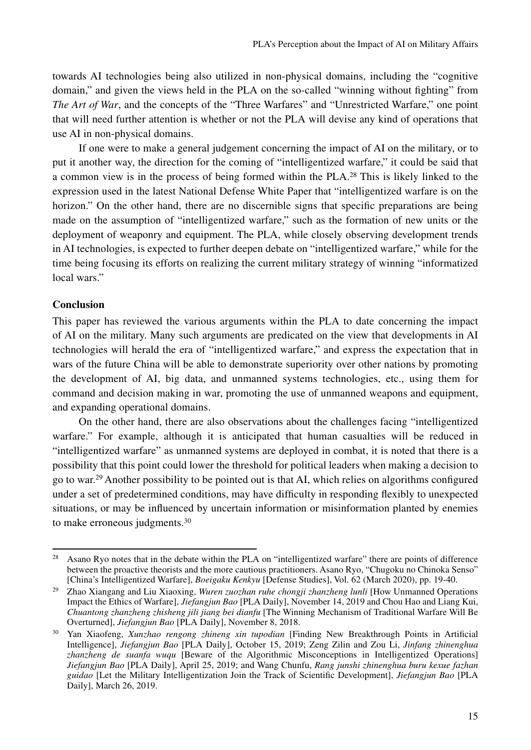towards AI technologies being also utilized in non-physical domains, including the "cognitive domain," and given the views held in the PLA on the so-called "winning without fighting" from *The Art of War*, and the concepts of the "Three Warfares" and "Unrestricted Warfare," one point that will need further attention is whether or not the PLA will devise any kind of operations that use AI in non-physical domains.

If one were to make a general judgement concerning the impact of AI on the military, or to put it another way, the direction for the coming of "intelligentized warfare," it could be said that a common view is in the process of being formed within the PLA.[28] This is likely linked to the expression used in the latest National Defense White Paper that "intelligentized warfare is on the horizon." On the other hand, there are no discernible signs that specific preparations are being made on the assumption of "intelligentized warfare," such as the formation of new units or the deployment of weaponry and equipment. The PLA, while closely observing development trends in AI technologies, is expected to further deepen debate on "intelligentized warfare," while for the time being focusing its efforts on realizing the current military strategy of winning "informatized local wars."

## Conclusion

This paper has reviewed the various arguments within the PLA to date concerning the impact of AI on the military. Many such arguments are predicated on the view that developments in AI technologies will herald the era of "intelligentized warfare," and express the expectation that in wars of the future China will be able to demonstrate superiority over other nations by promoting the development of AI, big data, and unmanned systems technologies, etc., using them for command and decision making in war, promoting the use of unmanned weapons and equipment, and expanding operational domains.

On the other hand, there are also observations about the challenges facing "intelligentized warfare." For example, although it is anticipated that human casualties will be reduced in "intelligentized warfare" as unmanned systems are deployed in combat, it is noted that there is a possibility that this point could lower the threshold for political leaders when making a decision to go to war.[29] Another possibility to be pointed out is that AI, which relies on algorithms configured under a set of predetermined conditions, may have difficulty in responding flexibly to unexpected situations, or may be influenced by uncertain information or misinformation planted by enemies to make erroneous judgments.[30]

---

[28] Asano Ryo notes that in the debate within the PLA on "intelligentized warfare" there are points of difference between the proactive theorists and the more cautious practitioners. Asano Ryo, "Chugoku no Chinoka Senso" [China's Intelligentized Warfare], *Boeigaku Kenkyu* [Defense Studies], Vol. 62 (March 2020), pp. 19-40.

[29] Zhao Xiangang and Liu Xiaoxing, *Wuren zuozhan ruhe chongji zhanzheng lunli* [How Unmanned Operations Impact the Ethics of Warfare], *Jiefangjun Bao* [PLA Daily], November 14, 2019 and Chou Hao and Liang Kui, *Chuantong zhanzheng zhisheng jili jiang bei dianfu* [The Winning Mechanism of Traditional Warfare Will Be Overturned], *Jiefangjun Bao* [PLA Daily], November 8, 2018.

[30] Yan Xiaofeng, *Xunzhao rengong zhineng xin tupodian* [Finding New Breakthrough Points in Artificial Intelligence], *Jiefangjun Bao* [PLA Daily], October 15, 2019; Zeng Zilin and Zou Li, *Jinfang zhinenghua zhanzheng de suanfa wuqu* [Beware of the Algorithmic Misconceptions in Intelligentized Operations] *Jiefangjun Bao* [PLA Daily], April 25, 2019; and Wang Chunfu, *Rang junshi zhinenghua buru kexue fazhan guidao* [Let the Military Intelligentization Join the Track of Scientific Development], *Jiefangjun Bao* [PLA Daily], March 26, 2019.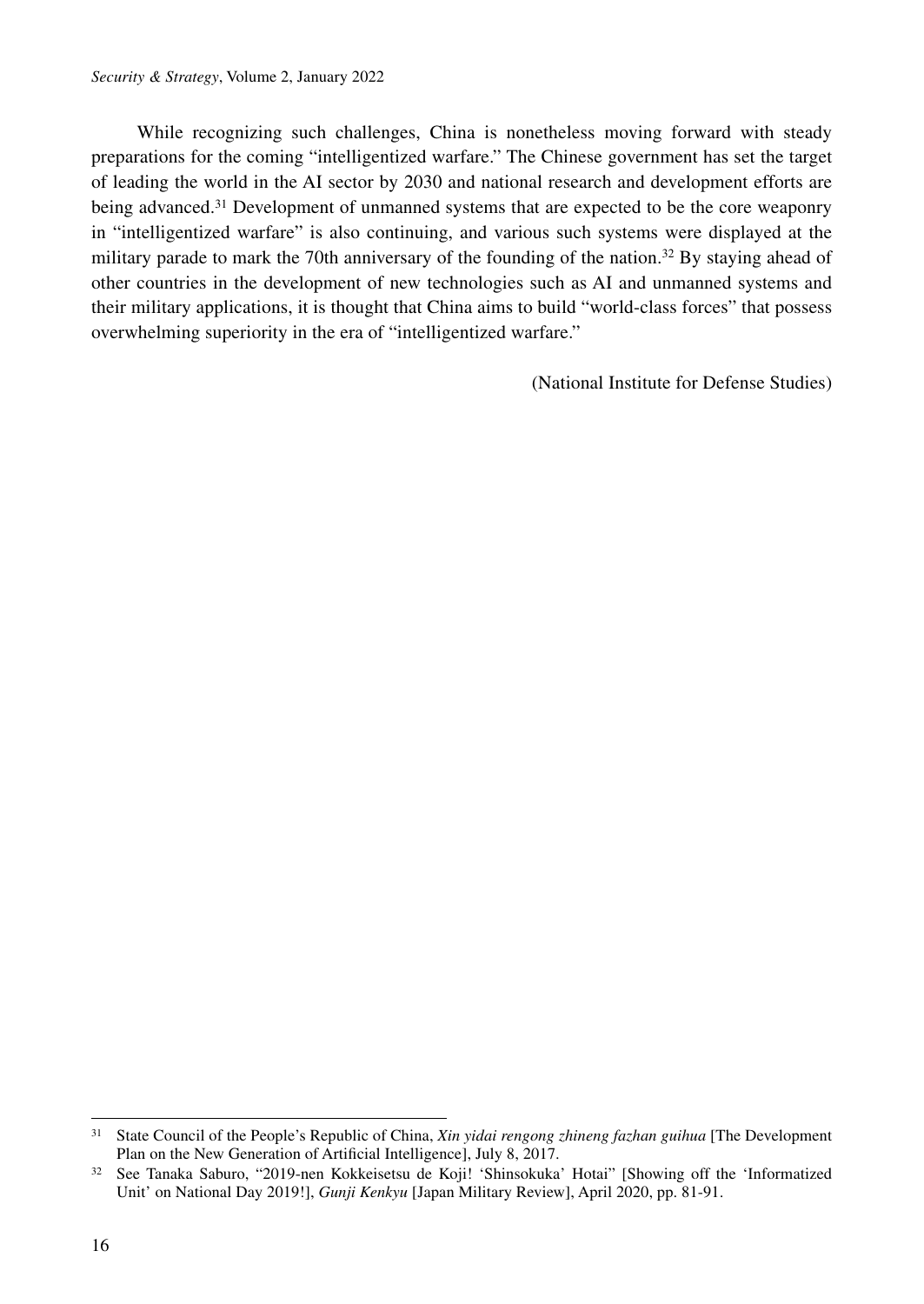While recognizing such challenges, China is nonetheless moving forward with steady preparations for the coming "intelligentized warfare." The Chinese government has set the target of leading the world in the AI sector by 2030 and national research and development efforts are being advanced.[31] Development of unmanned systems that are expected to be the core weaponry in "intelligentized warfare" is also continuing, and various such systems were displayed at the military parade to mark the 70th anniversary of the founding of the nation.[32] By staying ahead of other countries in the development of new technologies such as AI and unmanned systems and their military applications, it is thought that China aims to build "world-class forces" that possess overwhelming superiority in the era of "intelligentized warfare."

(National Institute for Defense Studies)

---

[31] State Council of the People's Republic of China, *Xin yidai rengong zhineng fazhan guihua* [The Development Plan on the New Generation of Artificial Intelligence], July 8, 2017.

[32] See Tanaka Saburo, "2019-nen Kokkeisetsu de Koji! 'Shinsokuka' Hotai" [Showing off the 'Informatized Unit' on National Day 2019!], *Gunji Kenkyu* [Japan Military Review], April 2020, pp. 81-91.